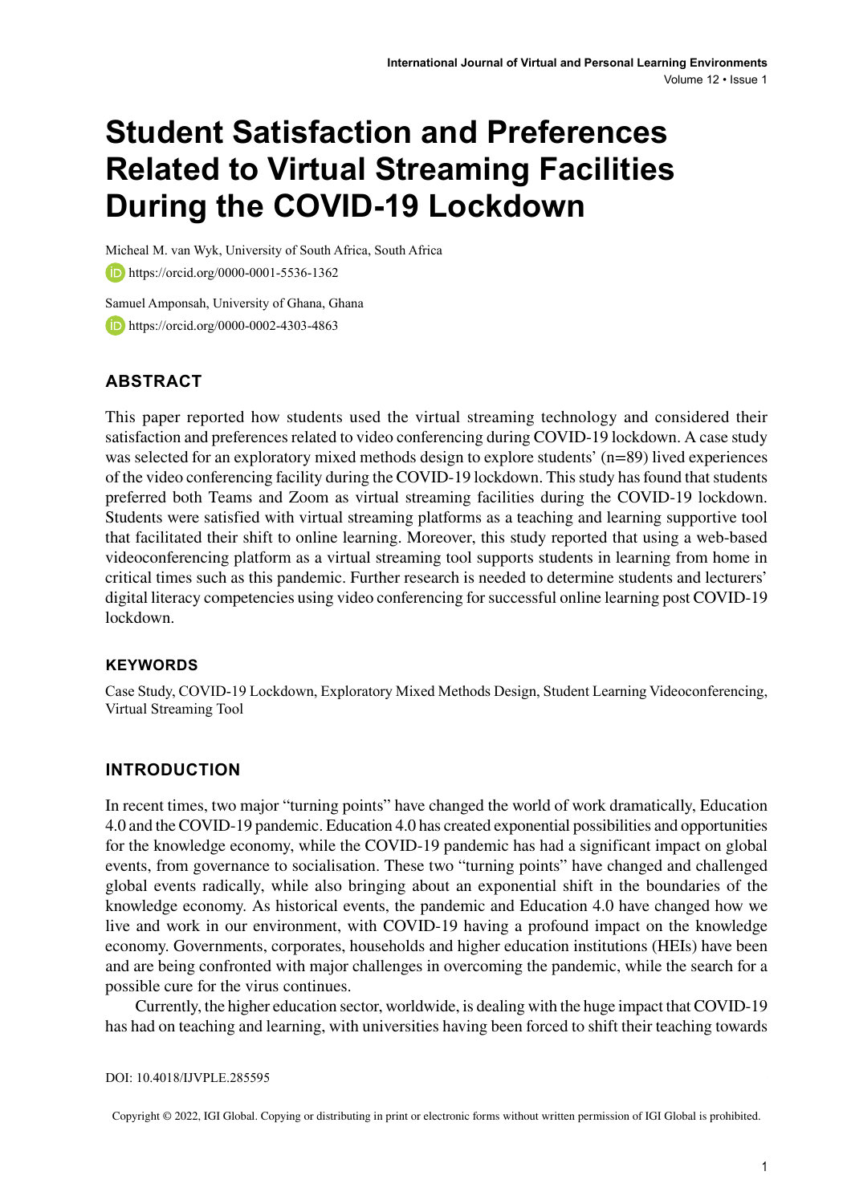# Student Satisfaction and Preferences Related to Virtual Streaming Facilities During the COVID-19 Lockdown

Micheal M. van Wyk, University of South Africa, South Africa

https://orcid.org/0000-0001-5536-1362

Samuel Amponsah, University of Ghana, Ghana

https://orcid.org/0000-0002-4303-4863

## ABSTRACT

This paper reported how students used the virtual streaming technology and considered their satisfaction and preferences related to video conferencing during COVID-19 lockdown. A case study was selected for an exploratory mixed methods design to explore students' (n=89) lived experiences of the video conferencing facility during the COVID-19 lockdown. This study has found that students preferred both Teams and Zoom as virtual streaming facilities during the COVID-19 lockdown. Students were satisfied with virtual streaming platforms as a teaching and learning supportive tool that facilitated their shift to online learning. Moreover, this study reported that using a web-based videoconferencing platform as a virtual streaming tool supports students in learning from home in critical times such as this pandemic. Further research is needed to determine students and lecturers' digital literacy competencies using video conferencing for successful online learning post COVID-19 lockdown.

### KEYWORDS

Case Study, COVID-19 Lockdown, Exploratory Mixed Methods Design, Student Learning Videoconferencing, Virtual Streaming Tool

## INTRODUCTION

In recent times, two major "turning points" have changed the world of work dramatically, Education 4.0 and the COVID-19 pandemic. Education 4.0 has created exponential possibilities and opportunities for the knowledge economy, while the COVID-19 pandemic has had a significant impact on global events, from governance to socialisation. These two "turning points" have changed and challenged global events radically, while also bringing about an exponential shift in the boundaries of the knowledge economy. As historical events, the pandemic and Education 4.0 have changed how we live and work in our environment, with COVID-19 having a profound impact on the knowledge economy. Governments, corporates, households and higher education institutions (HEIs) have been and are being confronted with major challenges in overcoming the pandemic, while the search for a possible cure for the virus continues.

Currently, the higher education sector, worldwide, is dealing with the huge impact that COVID-19 has had on teaching and learning, with universities having been forced to shift their teaching towards

DOI: 10.4018/IJVPLE.285595

Copyright © 2022, IGI Global. Copying or distributing in print or electronic forms without written permission of IGI Global is prohibited.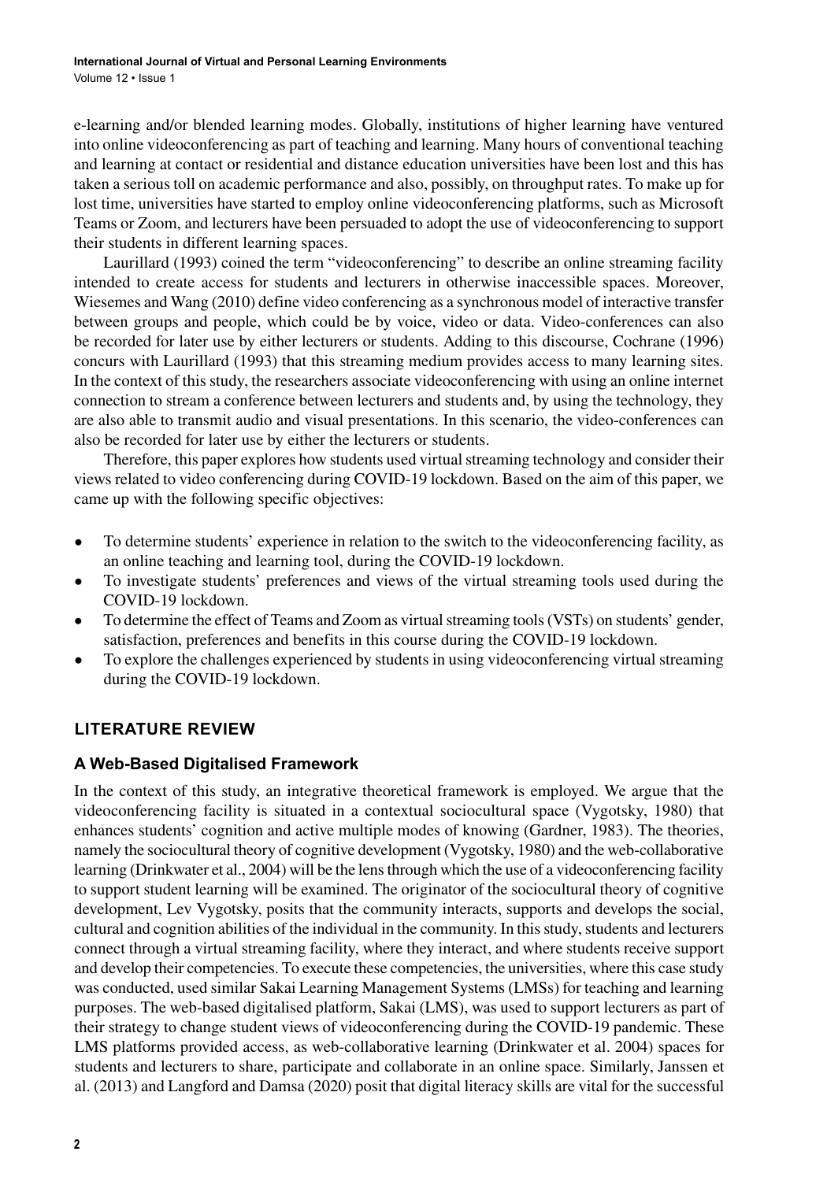e-learning and/or blended learning modes. Globally, institutions of higher learning have ventured into online videoconferencing as part of teaching and learning. Many hours of conventional teaching and learning at contact or residential and distance education universities have been lost and this has taken a serious toll on academic performance and also, possibly, on throughput rates. To make up for lost time, universities have started to employ online videoconferencing platforms, such as Microsoft Teams or Zoom, and lecturers have been persuaded to adopt the use of videoconferencing to support their students in different learning spaces.

Laurillard (1993) coined the term "videoconferencing" to describe an online streaming facility intended to create access for students and lecturers in otherwise inaccessible spaces. Moreover, Wiesemes and Wang (2010) define video conferencing as a synchronous model of interactive transfer between groups and people, which could be by voice, video or data. Video-conferences can also be recorded for later use by either lecturers or students. Adding to this discourse, Cochrane (1996) concurs with Laurillard (1993) that this streaming medium provides access to many learning sites. In the context of this study, the researchers associate videoconferencing with using an online internet connection to stream a conference between lecturers and students and, by using the technology, they are also able to transmit audio and visual presentations. In this scenario, the video-conferences can also be recorded for later use by either the lecturers or students.

Therefore, this paper explores how students used virtual streaming technology and consider their views related to video conferencing during COVID-19 lockdown. Based on the aim of this paper, we came up with the following specific objectives:

- To determine students' experience in relation to the switch to the videoconferencing facility, as an online teaching and learning tool, during the COVID-19 lockdown.
- To investigate students' preferences and views of the virtual streaming tools used during the COVID-19 lockdown.
- To determine the effect of Teams and Zoom as virtual streaming tools (VSTs) on students' gender, satisfaction, preferences and benefits in this course during the COVID-19 lockdown.
- To explore the challenges experienced by students in using videoconferencing virtual streaming during the COVID-19 lockdown.

## LITERATURE REVIEW

### A Web-Based Digitalised Framework

In the context of this study, an integrative theoretical framework is employed. We argue that the videoconferencing facility is situated in a contextual sociocultural space (Vygotsky, 1980) that enhances students' cognition and active multiple modes of knowing (Gardner, 1983). The theories, namely the sociocultural theory of cognitive development (Vygotsky, 1980) and the web-collaborative learning (Drinkwater et al., 2004) will be the lens through which the use of a videoconferencing facility to support student learning will be examined. The originator of the sociocultural theory of cognitive development, Lev Vygotsky, posits that the community interacts, supports and develops the social, cultural and cognition abilities of the individual in the community. In this study, students and lecturers connect through a virtual streaming facility, where they interact, and where students receive support and develop their competencies. To execute these competencies, the universities, where this case study was conducted, used similar Sakai Learning Management Systems (LMSs) for teaching and learning purposes. The web-based digitalised platform, Sakai (LMS), was used to support lecturers as part of their strategy to change student views of videoconferencing during the COVID-19 pandemic. These LMS platforms provided access, as web-collaborative learning (Drinkwater et al. 2004) spaces for students and lecturers to share, participate and collaborate in an online space. Similarly, Janssen et al. (2013) and Langford and Damsa (2020) posit that digital literacy skills are vital for the successful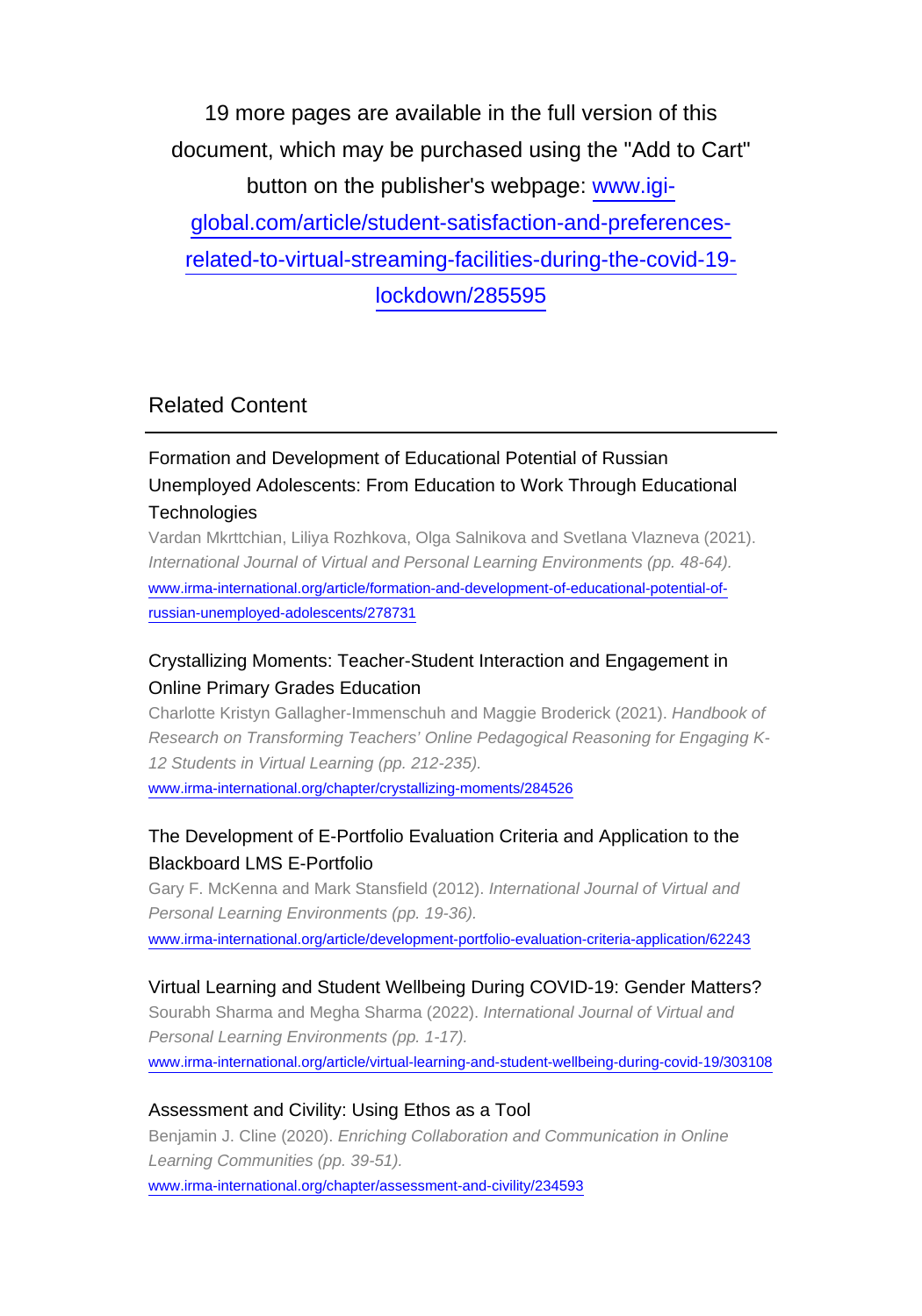19 more pages are available in the full version of this document, which may be purchased using the "Add to Cart" button on the publisher's webpage: www.igi-global.com/article/student-satisfaction-and-preferences-related-to-virtual-streaming-facilities-during-the-covid-19-lockdown/285595

## Related Content

Formation and Development of Educational Potential of Russian Unemployed Adolescents: From Education to Work Through Educational Technologies

Vardan Mkrttchian, Liliya Rozhkova, Olga Salnikova and Svetlana Vlazneva (2021). *International Journal of Virtual and Personal Learning Environments (pp. 48-64).*

www.irma-international.org/article/formation-and-development-of-educational-potential-of-russian-unemployed-adolescents/278731

Crystallizing Moments: Teacher-Student Interaction and Engagement in Online Primary Grades Education

Charlotte Kristyn Gallagher-Immenschuh and Maggie Broderick (2021). *Handbook of Research on Transforming Teachers' Online Pedagogical Reasoning for Engaging K-12 Students in Virtual Learning (pp. 212-235).*

www.irma-international.org/chapter/crystallizing-moments/284526

The Development of E-Portfolio Evaluation Criteria and Application to the Blackboard LMS E-Portfolio

Gary F. McKenna and Mark Stansfield (2012). *International Journal of Virtual and Personal Learning Environments (pp. 19-36).*

www.irma-international.org/article/development-portfolio-evaluation-criteria-application/62243

Virtual Learning and Student Wellbeing During COVID-19: Gender Matters?

Sourabh Sharma and Megha Sharma (2022). *International Journal of Virtual and Personal Learning Environments (pp. 1-17).*

www.irma-international.org/article/virtual-learning-and-student-wellbeing-during-covid-19/303108

Assessment and Civility: Using Ethos as a Tool

Benjamin J. Cline (2020). *Enriching Collaboration and Communication in Online Learning Communities (pp. 39-51).*

www.irma-international.org/chapter/assessment-and-civility/234593